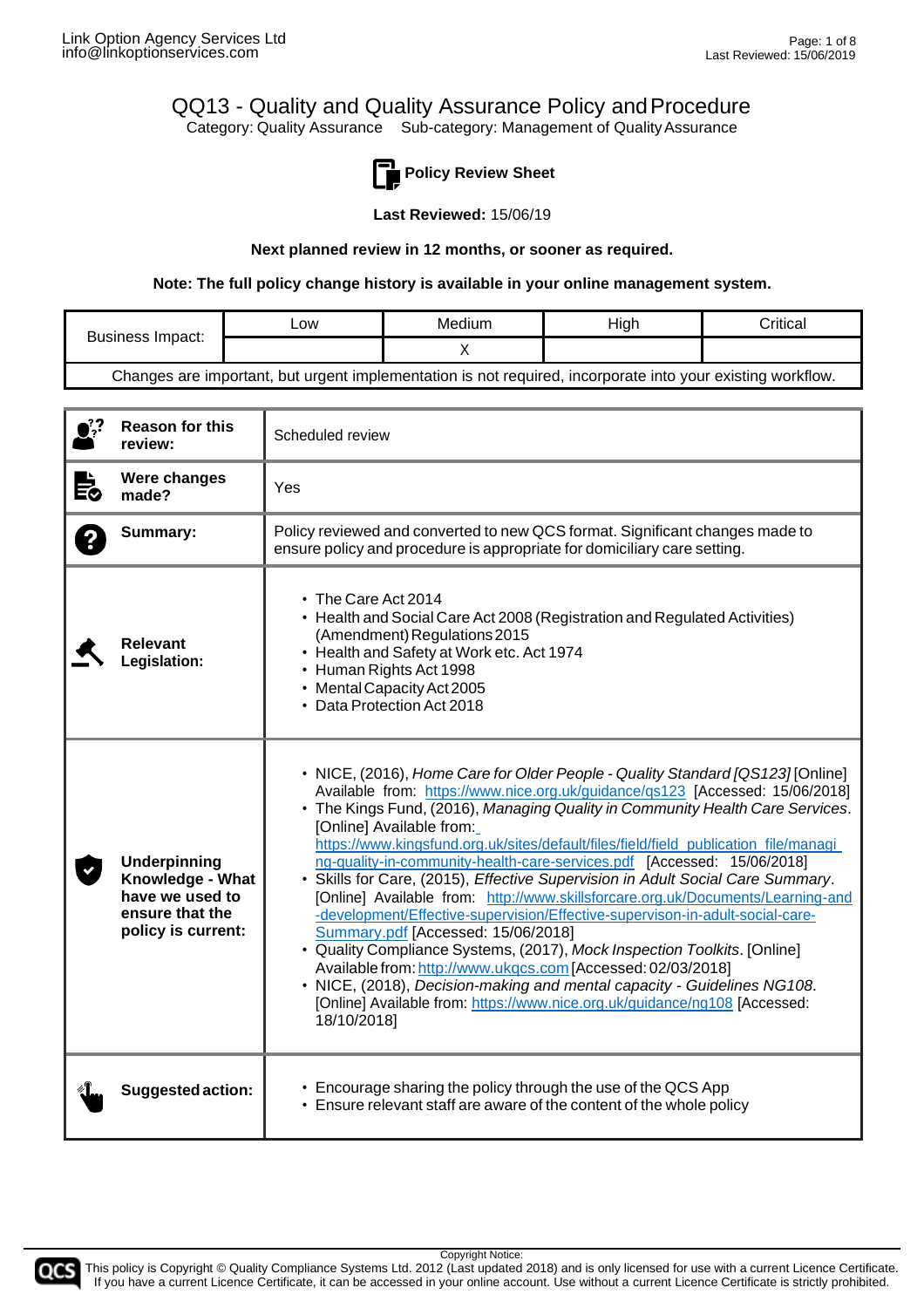# QQ13 - Quality and Quality Assurance Policy and Procedure

Category: Quality Assurance    Sub-category: Management of Quality Assurance

## Policy Review Sheet

**Last Reviewed:** 15/06/19

**Next planned review in 12 months, or sooner as required.**

**Note: The full policy change history is available in your online management system.**

| Business Impact: | Low | Medium | High | Critical |
|---|---|---|---|---|
| | | X | | |
| Changes are important, but urgent implementation is not required, incorporate into your existing workflow. | | | | |

| | |
|---|---|
| **Reason for this review:** | Scheduled review |
| **Were changes made?** | Yes |
| **Summary:** | Policy reviewed and converted to new QCS format. Significant changes made to ensure policy and procedure is appropriate for domiciliary care setting. |
| **Relevant Legislation:** | • The Care Act 2014<br>• Health and Social Care Act 2008 (Registration and Regulated Activities) (Amendment) Regulations 2015<br>• Health and Safety at Work etc. Act 1974<br>• Human Rights Act 1998<br>• Mental Capacity Act 2005<br>• Data Protection Act 2018 |
| **Underpinning Knowledge - What have we used to ensure that the policy is current:** | • NICE, (2016), *Home Care for Older People - Quality Standard [QS123]* [Online] Available from: https://www.nice.org.uk/guidance/qs123 [Accessed: 15/06/2018]<br>• The Kings Fund, (2016), *Managing Quality in Community Health Care Services*. [Online] Available from: https://www.kingsfund.org.uk/sites/default/files/field/field_publication_file/managing-quality-in-community-health-care-services.pdf [Accessed: 15/06/2018]<br>• Skills for Care, (2015), *Effective Supervision in Adult Social Care Summary*. [Online] Available from: http://www.skillsforcare.org.uk/Documents/Learning-and-development/Effective-supervision/Effective-supervison-in-adult-social-care-Summary.pdf [Accessed: 15/06/2018]<br>• Quality Compliance Systems, (2017), *Mock Inspection Toolkits*. [Online] Available from: http://www.ukqcs.com [Accessed: 02/03/2018]<br>• NICE, (2018), *Decision-making and mental capacity - Guidelines NG108*. [Online] Available from: https://www.nice.org.uk/guidance/ng108 [Accessed: 18/10/2018] |
| **Suggested action:** | • Encourage sharing the policy through the use of the QCS App<br>• Ensure relevant staff are aware of the content of the whole policy |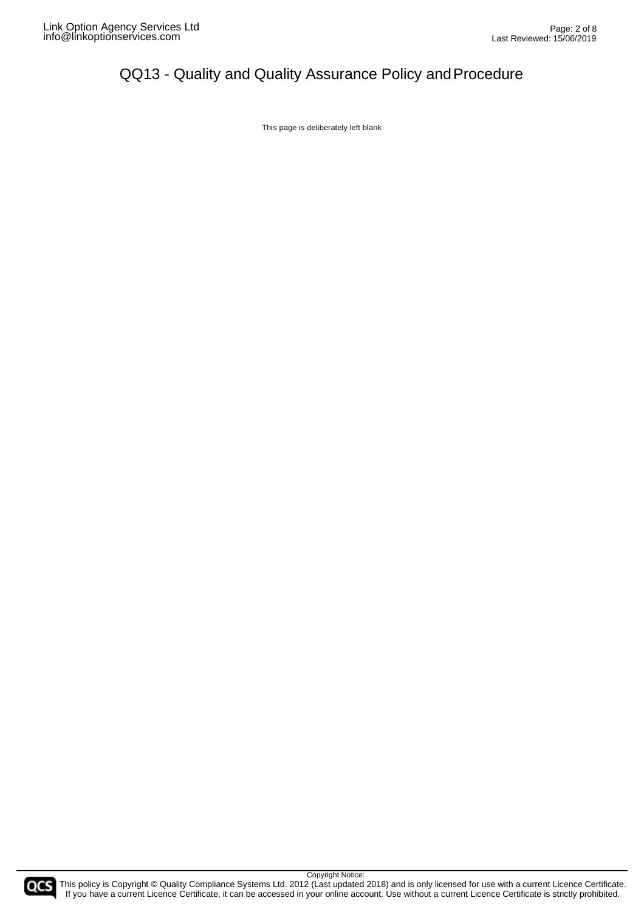# QQ13 - Quality and Quality Assurance Policy and Procedure

This page is deliberately left blank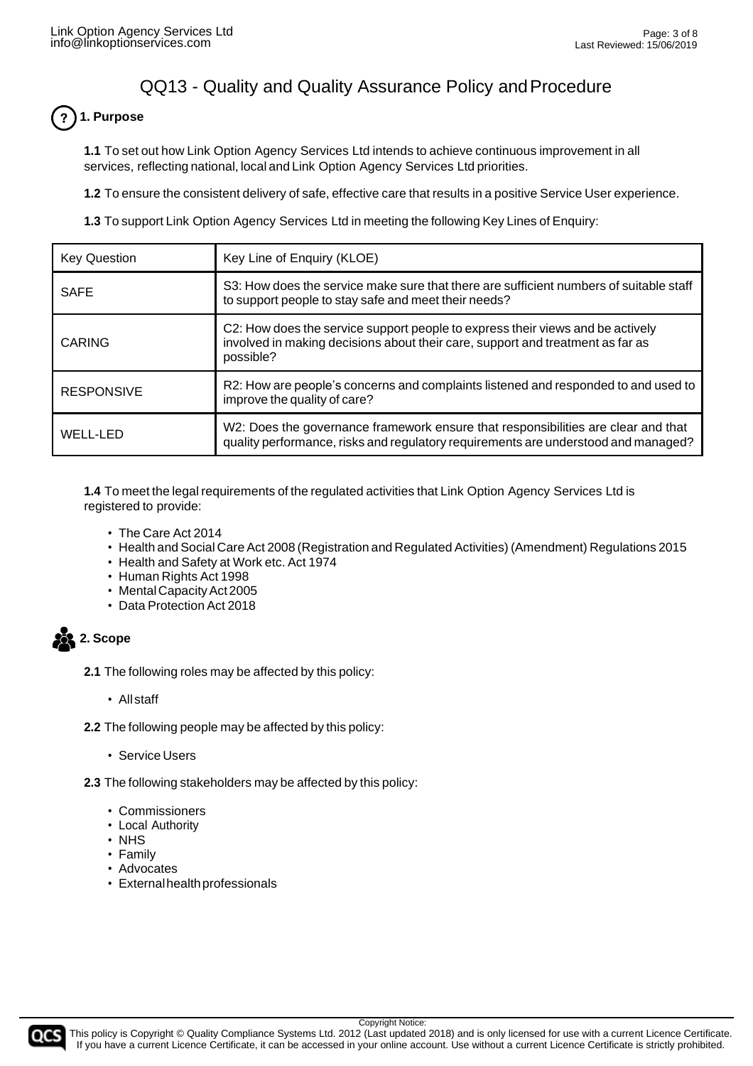# QQ13 - Quality and Quality Assurance Policy and Procedure

## 1. Purpose

**1.1** To set out how Link Option Agency Services Ltd intends to achieve continuous improvement in all services, reflecting national, local and Link Option Agency Services Ltd priorities.

**1.2** To ensure the consistent delivery of safe, effective care that results in a positive Service User experience.

**1.3** To support Link Option Agency Services Ltd in meeting the following Key Lines of Enquiry:

| Key Question | Key Line of Enquiry (KLOE) |
|---|---|
| SAFE | S3: How does the service make sure that there are sufficient numbers of suitable staff to support people to stay safe and meet their needs? |
| CARING | C2: How does the service support people to express their views and be actively involved in making decisions about their care, support and treatment as far as possible? |
| RESPONSIVE | R2: How are people's concerns and complaints listened and responded to and used to improve the quality of care? |
| WELL-LED | W2: Does the governance framework ensure that responsibilities are clear and that quality performance, risks and regulatory requirements are understood and managed? |

**1.4** To meet the legal requirements of the regulated activities that Link Option Agency Services Ltd is registered to provide:

- The Care Act 2014
- Health and Social Care Act 2008 (Registration and Regulated Activities) (Amendment) Regulations 2015
- Health and Safety at Work etc. Act 1974
- Human Rights Act 1998
- Mental Capacity Act 2005
- Data Protection Act 2018

## 2. Scope

**2.1** The following roles may be affected by this policy:

- All staff

**2.2** The following people may be affected by this policy:

- Service Users

**2.3** The following stakeholders may be affected by this policy:

- Commissioners
- Local Authority
- NHS
- Family
- Advocates
- External health professionals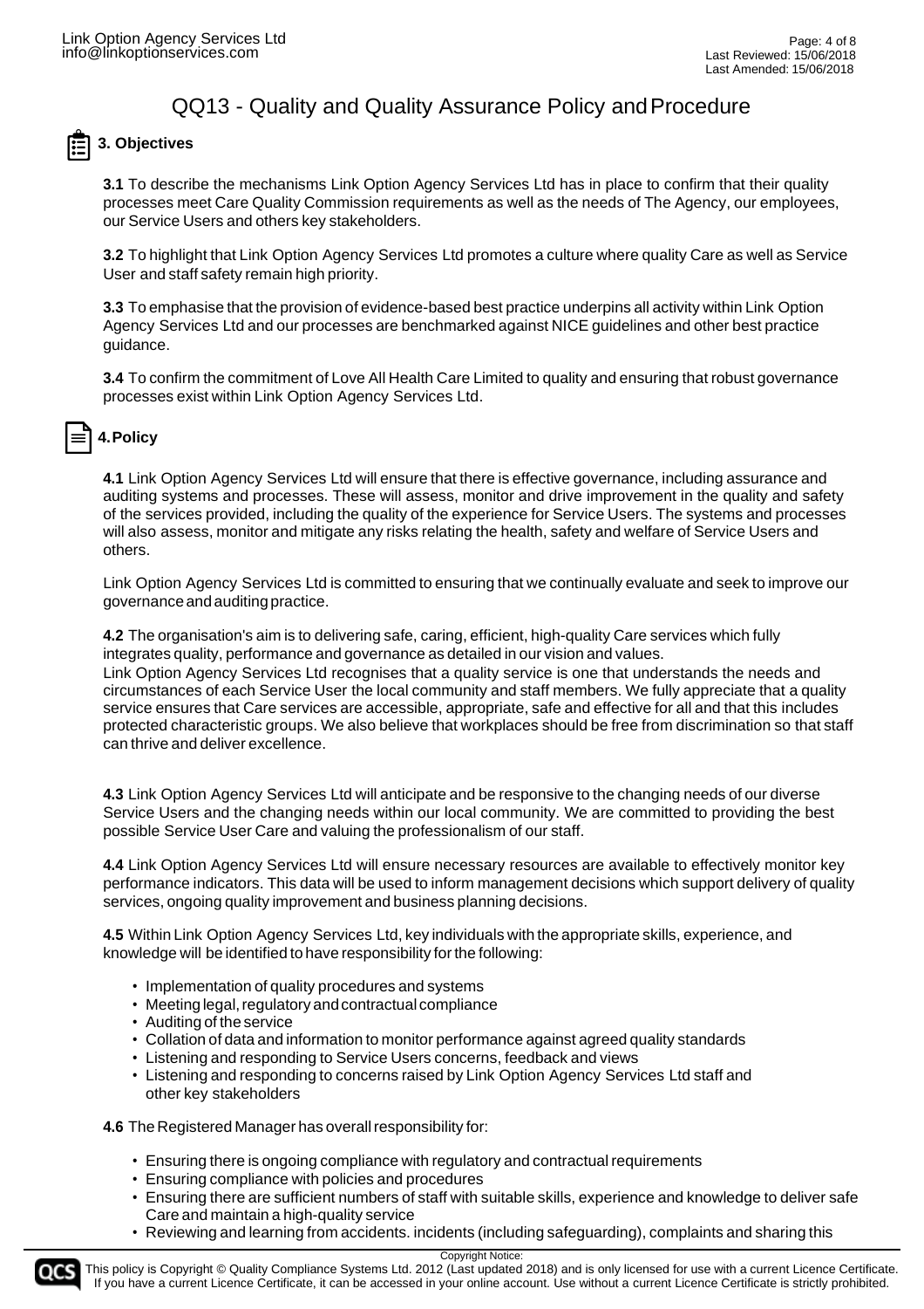# QQ13 - Quality and Quality Assurance Policy and Procedure

## 3. Objectives

**3.1** To describe the mechanisms Link Option Agency Services Ltd has in place to confirm that their quality processes meet Care Quality Commission requirements as well as the needs of The Agency, our employees, our Service Users and others key stakeholders.

**3.2** To highlight that Link Option Agency Services Ltd promotes a culture where quality Care as well as Service User and staff safety remain high priority.

**3.3** To emphasise that the provision of evidence-based best practice underpins all activity within Link Option Agency Services Ltd and our processes are benchmarked against NICE guidelines and other best practice guidance.

**3.4** To confirm the commitment of Love All Health Care Limited to quality and ensuring that robust governance processes exist within Link Option Agency Services Ltd.

## 4. Policy

**4.1** Link Option Agency Services Ltd will ensure that there is effective governance, including assurance and auditing systems and processes. These will assess, monitor and drive improvement in the quality and safety of the services provided, including the quality of the experience for Service Users. The systems and processes will also assess, monitor and mitigate any risks relating the health, safety and welfare of Service Users and others.

Link Option Agency Services Ltd is committed to ensuring that we continually evaluate and seek to improve our governance and auditing practice.

**4.2** The organisation's aim is to delivering safe, caring, efficient, high-quality Care services which fully integrates quality, performance and governance as detailed in our vision and values.
Link Option Agency Services Ltd recognises that a quality service is one that understands the needs and circumstances of each Service User the local community and staff members. We fully appreciate that a quality service ensures that Care services are accessible, appropriate, safe and effective for all and that this includes protected characteristic groups. We also believe that workplaces should be free from discrimination so that staff can thrive and deliver excellence.

**4.3** Link Option Agency Services Ltd will anticipate and be responsive to the changing needs of our diverse Service Users and the changing needs within our local community. We are committed to providing the best possible Service User Care and valuing the professionalism of our staff.

**4.4** Link Option Agency Services Ltd will ensure necessary resources are available to effectively monitor key performance indicators. This data will be used to inform management decisions which support delivery of quality services, ongoing quality improvement and business planning decisions.

**4.5** Within Link Option Agency Services Ltd, key individuals with the appropriate skills, experience, and knowledge will be identified to have responsibility for the following:

- Implementation of quality procedures and systems
- Meeting legal, regulatory and contractual compliance
- Auditing of the service
- Collation of data and information to monitor performance against agreed quality standards
- Listening and responding to Service Users concerns, feedback and views
- Listening and responding to concerns raised by Link Option Agency Services Ltd staff and other key stakeholders

**4.6** The Registered Manager has overall responsibility for:

- Ensuring there is ongoing compliance with regulatory and contractual requirements
- Ensuring compliance with policies and procedures
- Ensuring there are sufficient numbers of staff with suitable skills, experience and knowledge to deliver safe Care and maintain a high-quality service
- Reviewing and learning from accidents. incidents (including safeguarding), complaints and sharing this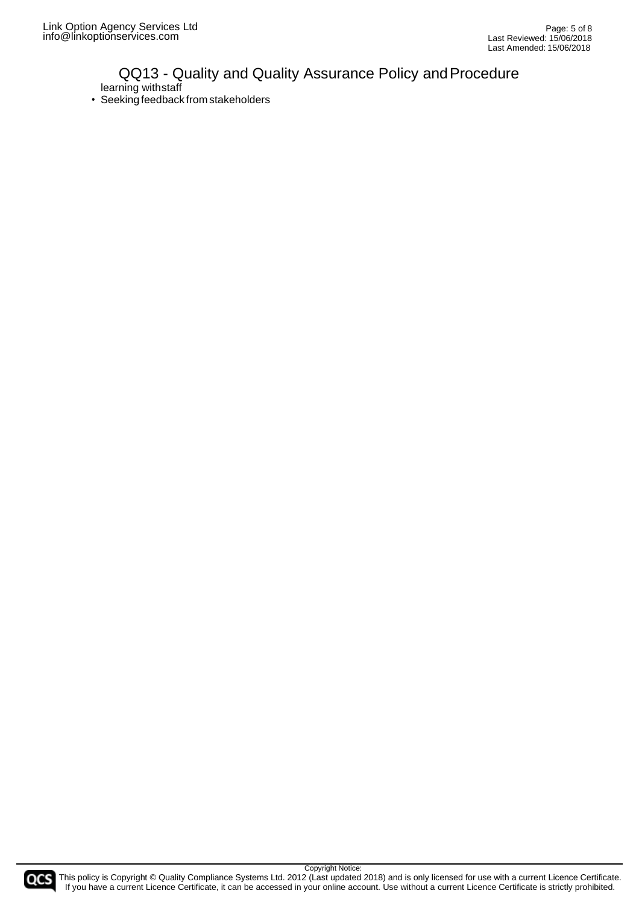learning with staff

- Seeking feedback from stakeholders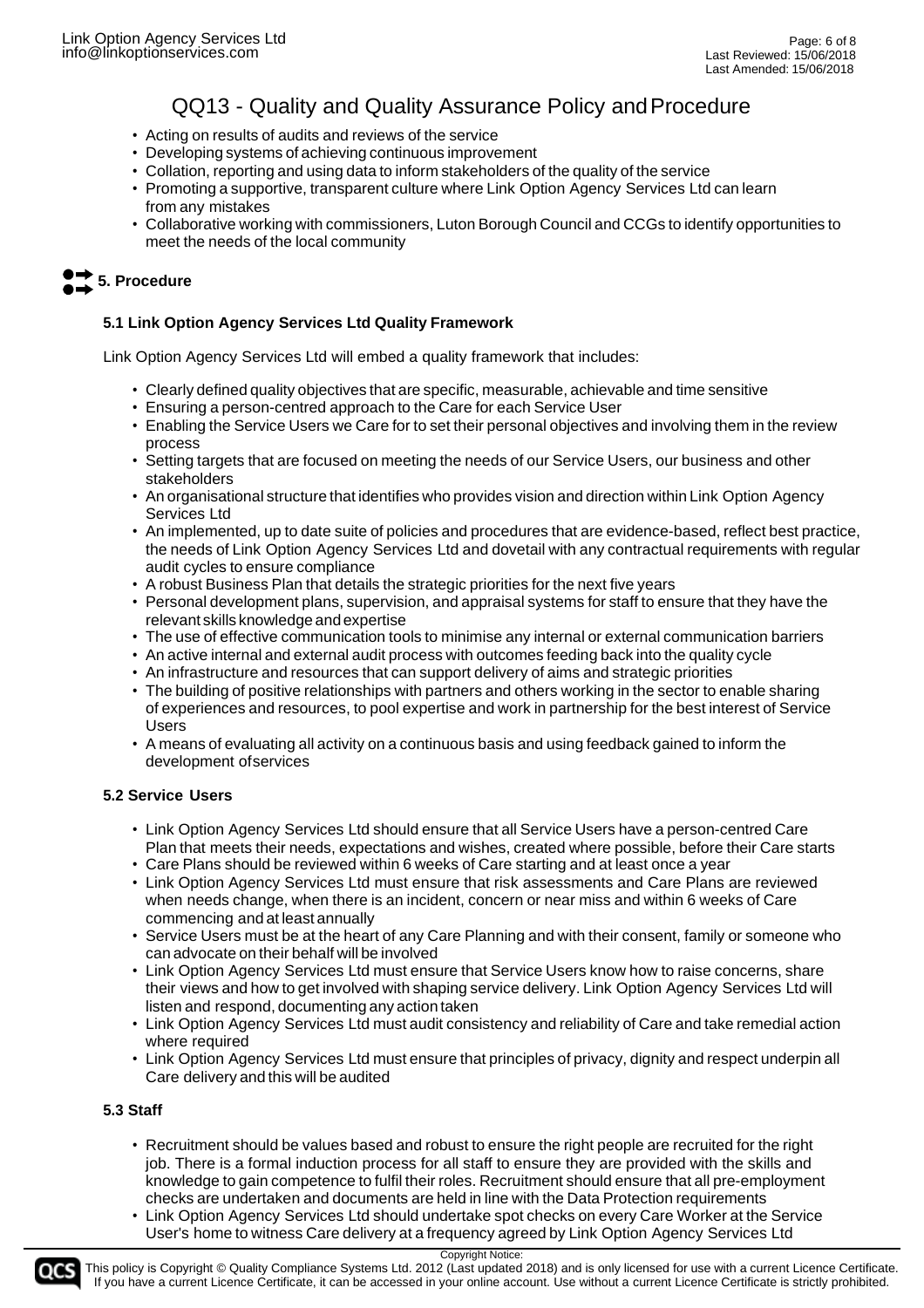- Acting on results of audits and reviews of the service
- Developing systems of achieving continuous improvement
- Collation, reporting and using data to inform stakeholders of the quality of the service
- Promoting a supportive, transparent culture where Link Option Agency Services Ltd can learn from any mistakes
- Collaborative working with commissioners, Luton Borough Council and CCGs to identify opportunities to meet the needs of the local community

## 5. Procedure

### 5.1 Link Option Agency Services Ltd Quality Framework

Link Option Agency Services Ltd will embed a quality framework that includes:

- Clearly defined quality objectives that are specific, measurable, achievable and time sensitive
- Ensuring a person-centred approach to the Care for each Service User
- Enabling the Service Users we Care for to set their personal objectives and involving them in the review process
- Setting targets that are focused on meeting the needs of our Service Users, our business and other stakeholders
- An organisational structure that identifies who provides vision and direction within Link Option Agency Services Ltd
- An implemented, up to date suite of policies and procedures that are evidence-based, reflect best practice, the needs of Link Option Agency Services Ltd and dovetail with any contractual requirements with regular audit cycles to ensure compliance
- A robust Business Plan that details the strategic priorities for the next five years
- Personal development plans, supervision, and appraisal systems for staff to ensure that they have the relevant skills knowledge and expertise
- The use of effective communication tools to minimise any internal or external communication barriers
- An active internal and external audit process with outcomes feeding back into the quality cycle
- An infrastructure and resources that can support delivery of aims and strategic priorities
- The building of positive relationships with partners and others working in the sector to enable sharing of experiences and resources, to pool expertise and work in partnership for the best interest of Service Users
- A means of evaluating all activity on a continuous basis and using feedback gained to inform the development of services

### 5.2 Service Users

- Link Option Agency Services Ltd should ensure that all Service Users have a person-centred Care Plan that meets their needs, expectations and wishes, created where possible, before their Care starts
- Care Plans should be reviewed within 6 weeks of Care starting and at least once a year
- Link Option Agency Services Ltd must ensure that risk assessments and Care Plans are reviewed when needs change, when there is an incident, concern or near miss and within 6 weeks of Care commencing and at least annually
- Service Users must be at the heart of any Care Planning and with their consent, family or someone who can advocate on their behalf will be involved
- Link Option Agency Services Ltd must ensure that Service Users know how to raise concerns, share their views and how to get involved with shaping service delivery. Link Option Agency Services Ltd will listen and respond, documenting any action taken
- Link Option Agency Services Ltd must audit consistency and reliability of Care and take remedial action where required
- Link Option Agency Services Ltd must ensure that principles of privacy, dignity and respect underpin all Care delivery and this will be audited

### 5.3 Staff

- Recruitment should be values based and robust to ensure the right people are recruited for the right job. There is a formal induction process for all staff to ensure they are provided with the skills and knowledge to gain competence to fulfil their roles. Recruitment should ensure that all pre-employment checks are undertaken and documents are held in line with the Data Protection requirements
- Link Option Agency Services Ltd should undertake spot checks on every Care Worker at the Service User's home to witness Care delivery at a frequency agreed by Link Option Agency Services Ltd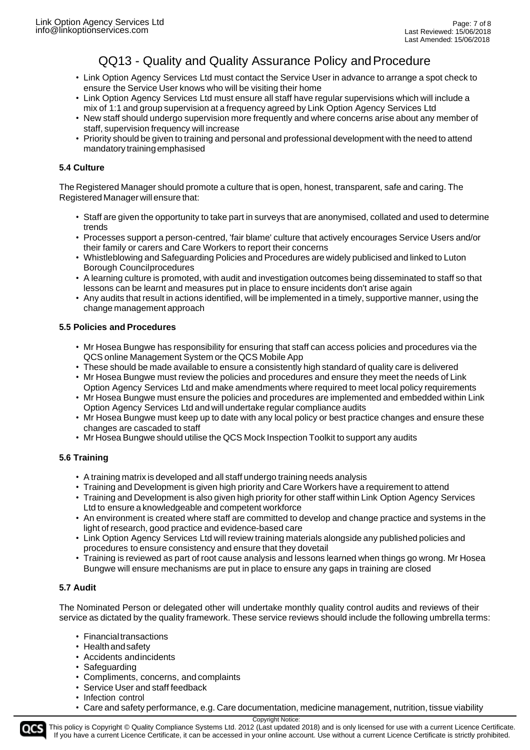# QQ13 - Quality and Quality Assurance Policy and Procedure

- Link Option Agency Services Ltd must contact the Service User in advance to arrange a spot check to ensure the Service User knows who will be visiting their home
- Link Option Agency Services Ltd must ensure all staff have regular supervisions which will include a mix of 1:1 and group supervision at a frequency agreed by Link Option Agency Services Ltd
- New staff should undergo supervision more frequently and where concerns arise about any member of staff, supervision frequency will increase
- Priority should be given to training and personal and professional development with the need to attend mandatory training emphasised

### 5.4 Culture

The Registered Manager should promote a culture that is open, honest, transparent, safe and caring. The Registered Manager will ensure that:

- Staff are given the opportunity to take part in surveys that are anonymised, collated and used to determine trends
- Processes support a person-centred, 'fair blame' culture that actively encourages Service Users and/or their family or carers and Care Workers to report their concerns
- Whistleblowing and Safeguarding Policies and Procedures are widely publicised and linked to Luton Borough Council procedures
- A learning culture is promoted, with audit and investigation outcomes being disseminated to staff so that lessons can be learnt and measures put in place to ensure incidents don't arise again
- Any audits that result in actions identified, will be implemented in a timely, supportive manner, using the change management approach

### 5.5 Policies and Procedures

- Mr Hosea Bungwe has responsibility for ensuring that staff can access policies and procedures via the QCS online Management System or the QCS Mobile App
- These should be made available to ensure a consistently high standard of quality care is delivered
- Mr Hosea Bungwe must review the policies and procedures and ensure they meet the needs of Link Option Agency Services Ltd and make amendments where required to meet local policy requirements
- Mr Hosea Bungwe must ensure the policies and procedures are implemented and embedded within Link Option Agency Services Ltd and will undertake regular compliance audits
- Mr Hosea Bungwe must keep up to date with any local policy or best practice changes and ensure these changes are cascaded to staff
- Mr Hosea Bungwe should utilise the QCS Mock Inspection Toolkit to support any audits

### 5.6 Training

- A training matrix is developed and all staff undergo training needs analysis
- Training and Development is given high priority and Care Workers have a requirement to attend
- Training and Development is also given high priority for other staff within Link Option Agency Services Ltd to ensure a knowledgeable and competent workforce
- An environment is created where staff are committed to develop and change practice and systems in the light of research, good practice and evidence-based care
- Link Option Agency Services Ltd will review training materials alongside any published policies and procedures to ensure consistency and ensure that they dovetail
- Training is reviewed as part of root cause analysis and lessons learned when things go wrong. Mr Hosea Bungwe will ensure mechanisms are put in place to ensure any gaps in training are closed

### 5.7 Audit

The Nominated Person or delegated other will undertake monthly quality control audits and reviews of their service as dictated by the quality framework. These service reviews should include the following umbrella terms:

- Financial transactions
- Health and safety
- Accidents and incidents
- Safeguarding
- Compliments, concerns, and complaints
- Service User and staff feedback
- Infection control
- Care and safety performance, e.g. Care documentation, medicine management, nutrition, tissue viability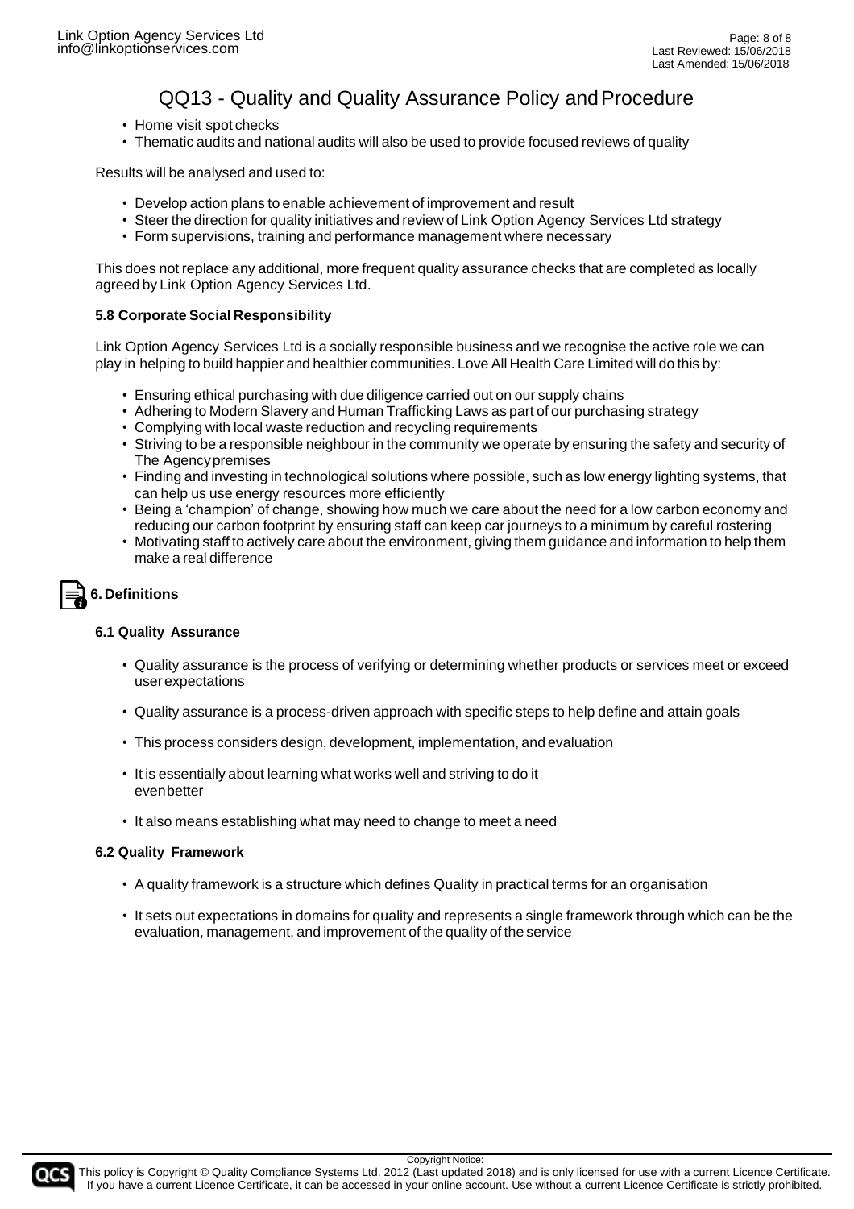- Home visit spot checks
- Thematic audits and national audits will also be used to provide focused reviews of quality

Results will be analysed and used to:

- Develop action plans to enable achievement of improvement and result
- Steer the direction for quality initiatives and review of Link Option Agency Services Ltd strategy
- Form supervisions, training and performance management where necessary

This does not replace any additional, more frequent quality assurance checks that are completed as locally agreed by Link Option Agency Services Ltd.

**5.8 Corporate Social Responsibility**

Link Option Agency Services Ltd is a socially responsible business and we recognise the active role we can play in helping to build happier and healthier communities. Love All Health Care Limited will do this by:

- Ensuring ethical purchasing with due diligence carried out on our supply chains
- Adhering to Modern Slavery and Human Trafficking Laws as part of our purchasing strategy
- Complying with local waste reduction and recycling requirements
- Striving to be a responsible neighbour in the community we operate by ensuring the safety and security of The Agency premises
- Finding and investing in technological solutions where possible, such as low energy lighting systems, that can help us use energy resources more efficiently
- Being a 'champion' of change, showing how much we care about the need for a low carbon economy and reducing our carbon footprint by ensuring staff can keep car journeys to a minimum by careful rostering
- Motivating staff to actively care about the environment, giving them guidance and information to help them make a real difference

## 6. Definitions

**6.1 Quality Assurance**

- Quality assurance is the process of verifying or determining whether products or services meet or exceed user expectations
- Quality assurance is a process-driven approach with specific steps to help define and attain goals
- This process considers design, development, implementation, and evaluation
- It is essentially about learning what works well and striving to do it even better
- It also means establishing what may need to change to meet a need

**6.2 Quality Framework**

- A quality framework is a structure which defines Quality in practical terms for an organisation
- It sets out expectations in domains for quality and represents a single framework through which can be the evaluation, management, and improvement of the quality of the service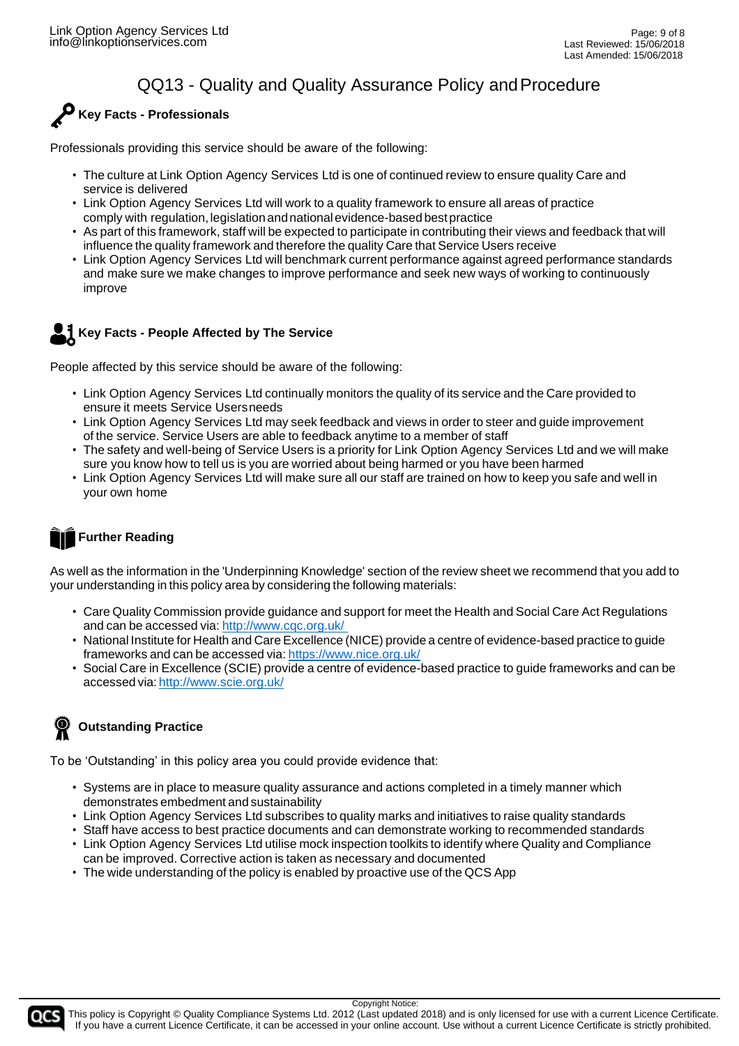# QQ13 - Quality and Quality Assurance Policy and Procedure

## Key Facts - Professionals

Professionals providing this service should be aware of the following:

- The culture at Link Option Agency Services Ltd is one of continued review to ensure quality Care and service is delivered
- Link Option Agency Services Ltd will work to a quality framework to ensure all areas of practice comply with regulation, legislation and national evidence-based best practice
- As part of this framework, staff will be expected to participate in contributing their views and feedback that will influence the quality framework and therefore the quality Care that Service Users receive
- Link Option Agency Services Ltd will benchmark current performance against agreed performance standards and make sure we make changes to improve performance and seek new ways of working to continuously improve

## Key Facts - People Affected by The Service

People affected by this service should be aware of the following:

- Link Option Agency Services Ltd continually monitors the quality of its service and the Care provided to ensure it meets Service Users needs
- Link Option Agency Services Ltd may seek feedback and views in order to steer and guide improvement of the service. Service Users are able to feedback anytime to a member of staff
- The safety and well-being of Service Users is a priority for Link Option Agency Services Ltd and we will make sure you know how to tell us is you are worried about being harmed or you have been harmed
- Link Option Agency Services Ltd will make sure all our staff are trained on how to keep you safe and well in your own home

## Further Reading

As well as the information in the 'Underpinning Knowledge' section of the review sheet we recommend that you add to your understanding in this policy area by considering the following materials:

- Care Quality Commission provide guidance and support for meet the Health and Social Care Act Regulations and can be accessed via: http://www.cqc.org.uk/
- National Institute for Health and Care Excellence (NICE) provide a centre of evidence-based practice to guide frameworks and can be accessed via: https://www.nice.org.uk/
- Social Care in Excellence (SCIE) provide a centre of evidence-based practice to guide frameworks and can be accessed via: http://www.scie.org.uk/

## Outstanding Practice

To be 'Outstanding' in this policy area you could provide evidence that:

- Systems are in place to measure quality assurance and actions completed in a timely manner which demonstrates embedment and sustainability
- Link Option Agency Services Ltd subscribes to quality marks and initiatives to raise quality standards
- Staff have access to best practice documents and can demonstrate working to recommended standards
- Link Option Agency Services Ltd utilise mock inspection toolkits to identify where Quality and Compliance can be improved. Corrective action is taken as necessary and documented
- The wide understanding of the policy is enabled by proactive use of the QCS App